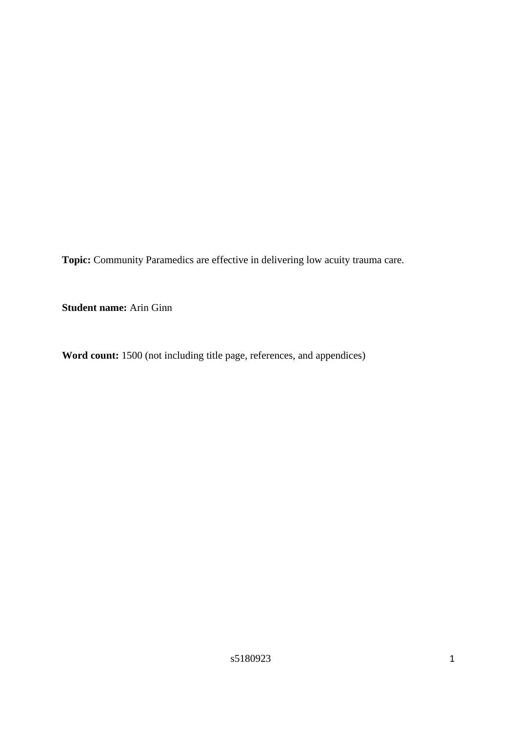**Topic:** Community Paramedics are effective in delivering low acuity trauma care.

**Student name:** Arin Ginn

**Word count:** 1500 (not including title page, references, and appendices)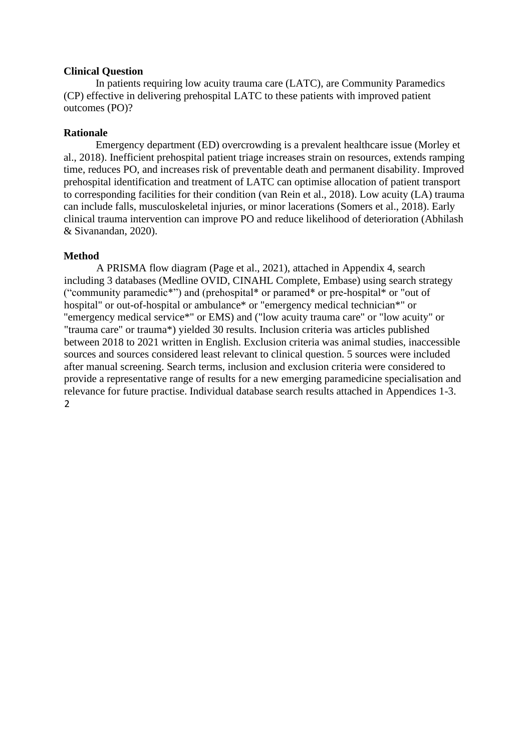**Clinical Question**

In patients requiring low acuity trauma care (LATC), are Community Paramedics (CP) effective in delivering prehospital LATC to these patients with improved patient outcomes (PO)?

**Rationale**

Emergency department (ED) overcrowding is a prevalent healthcare issue (Morley et al., 2018). Inefficient prehospital patient triage increases strain on resources, extends ramping time, reduces PO, and increases risk of preventable death and permanent disability. Improved prehospital identification and treatment of LATC can optimise allocation of patient transport to corresponding facilities for their condition (van Rein et al., 2018). Low acuity (LA) trauma can include falls, musculoskeletal injuries, or minor lacerations (Somers et al., 2018). Early clinical trauma intervention can improve PO and reduce likelihood of deterioration (Abhilash & Sivanandan, 2020).

**Method**

A PRISMA flow diagram (Page et al., 2021), attached in Appendix 4, search including 3 databases (Medline OVID, CINAHL Complete, Embase) using search strategy (“community paramedic*”) and (prehospital* or paramed* or pre-hospital* or "out of hospital" or out-of-hospital or ambulance* or "emergency medical technician*" or "emergency medical service*" or EMS) and ("low acuity trauma care" or "low acuity" or "trauma care" or trauma*) yielded 30 results. Inclusion criteria was articles published between 2018 to 2021 written in English. Exclusion criteria was animal studies, inaccessible sources and sources considered least relevant to clinical question. 5 sources were included after manual screening. Search terms, inclusion and exclusion criteria were considered to provide a representative range of results for a new emerging paramedicine specialisation and relevance for future practise. Individual database search results attached in Appendices 1-3.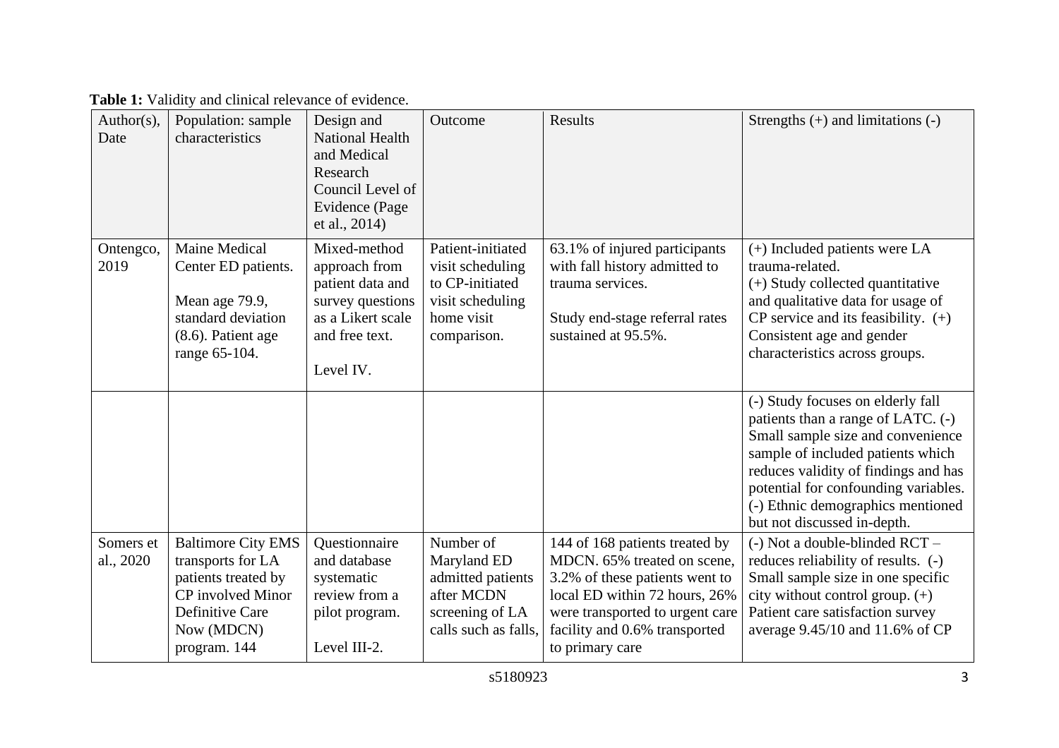**Table 1:** Validity and clinical relevance of evidence.

| Author(s), Date | Population: sample characteristics | Design and National Health and Medical Research Council Level of Evidence (Page et al., 2014) | Outcome | Results | Strengths (+) and limitations (-) |
|---|---|---|---|---|---|
| Ontengco, 2019 | Maine Medical Center ED patients.<br><br>Mean age 79.9, standard deviation (8.6). Patient age range 65-104. | Mixed-method approach from patient data and survey questions as a Likert scale and free text.<br><br>Level IV. | Patient-initiated visit scheduling to CP-initiated visit scheduling home visit comparison. | 63.1% of injured participants with fall history admitted to trauma services.<br><br>Study end-stage referral rates sustained at 95.5%. | (+) Included patients were LA trauma-related. (+) Study collected quantitative and qualitative data for usage of CP service and its feasibility. (+) Consistent age and gender characteristics across groups. |
| | | | | | (-) Study focuses on elderly fall patients than a range of LATC. (-) Small sample size and convenience sample of included patients which reduces validity of findings and has potential for confounding variables. (-) Ethnic demographics mentioned but not discussed in-depth. |
| Somers et al., 2020 | Baltimore City EMS transports for LA patients treated by CP involved Minor Definitive Care Now (MDCN) program. 144 | Questionnaire and database systematic review from a pilot program.<br><br>Level III-2. | Number of Maryland ED admitted patients after MCDN screening of LA calls such as falls, | 144 of 168 patients treated by MDCN. 65% treated on scene, 3.2% of these patients went to local ED within 72 hours, 26% were transported to urgent care facility and 0.6% transported to primary care | (-) Not a double-blinded RCT – reduces reliability of results. (-) Small sample size in one specific city without control group. (+) Patient care satisfaction survey average 9.45/10 and 11.6% of CP |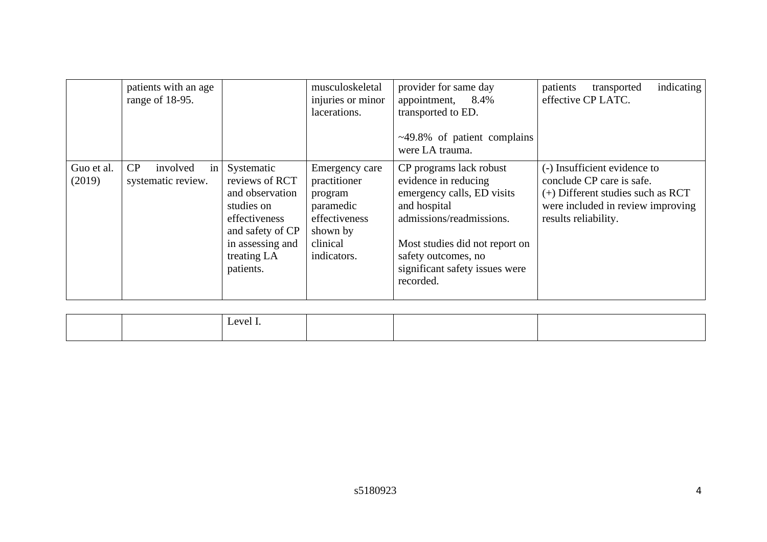| | | | | | |
|---|---|---|---|---|---|
| | patients with an age range of 18-95. | | musculoskeletal injuries or minor lacerations. | provider for same day appointment, 8.4% transported to ED.<br><br>~49.8% of patient complains were LA trauma. | patients transported indicating effective CP LATC. |
| Guo et al. (2019) | CP involved in systematic review. | Systematic reviews of RCT and observation studies on effectiveness and safety of CP in assessing and treating LA patients.<br><br>Level I. | Emergency care practitioner program paramedic effectiveness shown by clinical indicators. | CP programs lack robust evidence in reducing emergency calls, ED visits and hospital admissions/readmissions.<br><br>Most studies did not report on safety outcomes, no significant safety issues were recorded. | (-) Insufficient evidence to conclude CP care is safe.<br>(+) Different studies such as RCT were included in review improving results reliability. |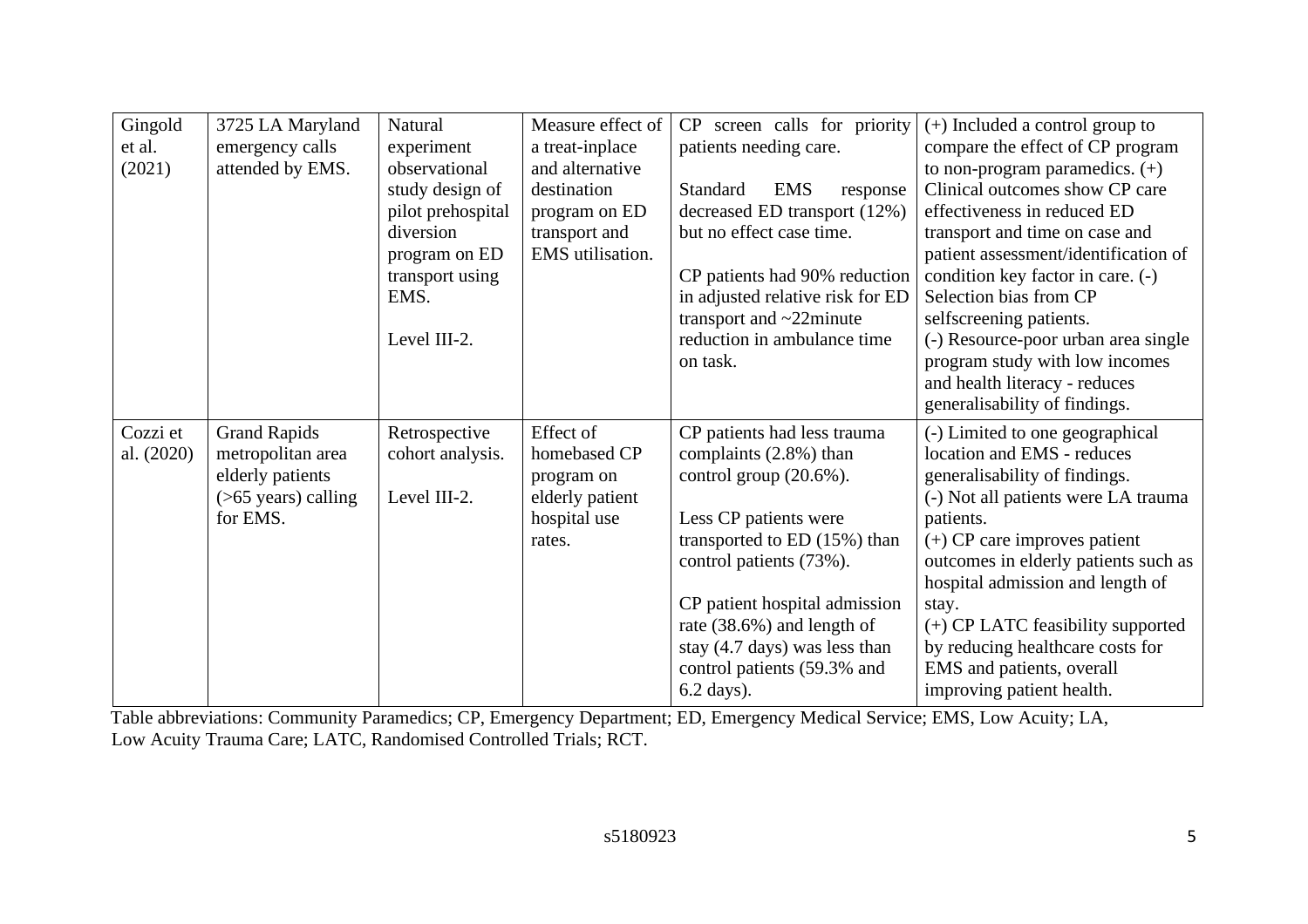| | | | | | |
|---|---|---|---|---|---|
| Gingold et al. (2021) | 3725 LA Maryland emergency calls attended by EMS. | Natural experiment observational study design of pilot prehospital diversion program on ED transport using EMS.<br><br>Level III-2. | Measure effect of a treat-inplace and alternative destination program on ED transport and EMS utilisation. | CP screen calls for priority patients needing care.<br><br>Standard EMS response decreased ED transport (12%) but no effect case time.<br><br>CP patients had 90% reduction in adjusted relative risk for ED transport and ~22minute reduction in ambulance time on task. | (+) Included a control group to compare the effect of CP program to non-program paramedics. (+) Clinical outcomes show CP care effectiveness in reduced ED transport and time on case and patient assessment/identification of condition key factor in care. (-) Selection bias from CP selfscreening patients.<br>(-) Resource-poor urban area single program study with low incomes and health literacy - reduces generalisability of findings. |
| Cozzi et al. (2020) | Grand Rapids metropolitan area elderly patients (>65 years) calling for EMS. | Retrospective cohort analysis.<br><br>Level III-2. | Effect of homebased CP program on elderly patient hospital use rates. | CP patients had less trauma complaints (2.8%) than control group (20.6%).<br><br>Less CP patients were transported to ED (15%) than control patients (73%).<br><br>CP patient hospital admission rate (38.6%) and length of stay (4.7 days) was less than control patients (59.3% and 6.2 days). | (-) Limited to one geographical location and EMS - reduces generalisability of findings.<br>(-) Not all patients were LA trauma patients.<br>(+) CP care improves patient outcomes in elderly patients such as hospital admission and length of stay.<br>(+) CP LATC feasibility supported by reducing healthcare costs for EMS and patients, overall improving patient health. |

Table abbreviations: Community Paramedics; CP, Emergency Department; ED, Emergency Medical Service; EMS, Low Acuity; LA, Low Acuity Trauma Care; LATC, Randomised Controlled Trials; RCT.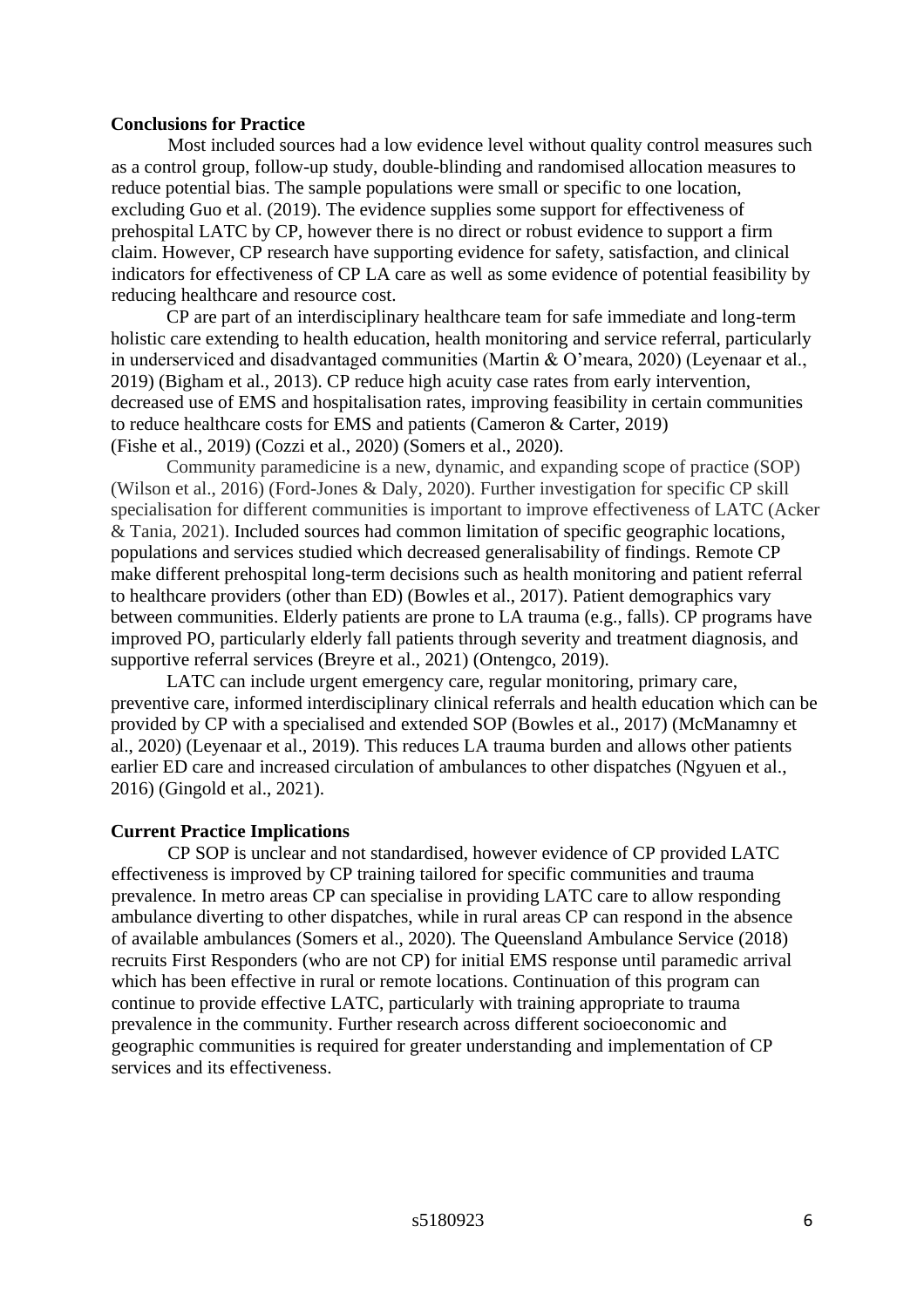**Conclusions for Practice**

Most included sources had a low evidence level without quality control measures such as a control group, follow-up study, double-blinding and randomised allocation measures to reduce potential bias. The sample populations were small or specific to one location, excluding Guo et al. (2019). The evidence supplies some support for effectiveness of prehospital LATC by CP, however there is no direct or robust evidence to support a firm claim. However, CP research have supporting evidence for safety, satisfaction, and clinical indicators for effectiveness of CP LA care as well as some evidence of potential feasibility by reducing healthcare and resource cost.

CP are part of an interdisciplinary healthcare team for safe immediate and long-term holistic care extending to health education, health monitoring and service referral, particularly in underserviced and disadvantaged communities (Martin & O'meara, 2020) (Leyenaar et al., 2019) (Bigham et al., 2013). CP reduce high acuity case rates from early intervention, decreased use of EMS and hospitalisation rates, improving feasibility in certain communities to reduce healthcare costs for EMS and patients (Cameron & Carter, 2019) (Fishe et al., 2019) (Cozzi et al., 2020) (Somers et al., 2020).

Community paramedicine is a new, dynamic, and expanding scope of practice (SOP) (Wilson et al., 2016) (Ford-Jones & Daly, 2020). Further investigation for specific CP skill specialisation for different communities is important to improve effectiveness of LATC (Acker & Tania, 2021). Included sources had common limitation of specific geographic locations, populations and services studied which decreased generalisability of findings. Remote CP make different prehospital long-term decisions such as health monitoring and patient referral to healthcare providers (other than ED) (Bowles et al., 2017). Patient demographics vary between communities. Elderly patients are prone to LA trauma (e.g., falls). CP programs have improved PO, particularly elderly fall patients through severity and treatment diagnosis, and supportive referral services (Breyre et al., 2021) (Ontengco, 2019).

LATC can include urgent emergency care, regular monitoring, primary care, preventive care, informed interdisciplinary clinical referrals and health education which can be provided by CP with a specialised and extended SOP (Bowles et al., 2017) (McManamny et al., 2020) (Leyenaar et al., 2019). This reduces LA trauma burden and allows other patients earlier ED care and increased circulation of ambulances to other dispatches (Ngyuen et al., 2016) (Gingold et al., 2021).

**Current Practice Implications**

CP SOP is unclear and not standardised, however evidence of CP provided LATC effectiveness is improved by CP training tailored for specific communities and trauma prevalence. In metro areas CP can specialise in providing LATC care to allow responding ambulance diverting to other dispatches, while in rural areas CP can respond in the absence of available ambulances (Somers et al., 2020). The Queensland Ambulance Service (2018) recruits First Responders (who are not CP) for initial EMS response until paramedic arrival which has been effective in rural or remote locations. Continuation of this program can continue to provide effective LATC, particularly with training appropriate to trauma prevalence in the community. Further research across different socioeconomic and geographic communities is required for greater understanding and implementation of CP services and its effectiveness.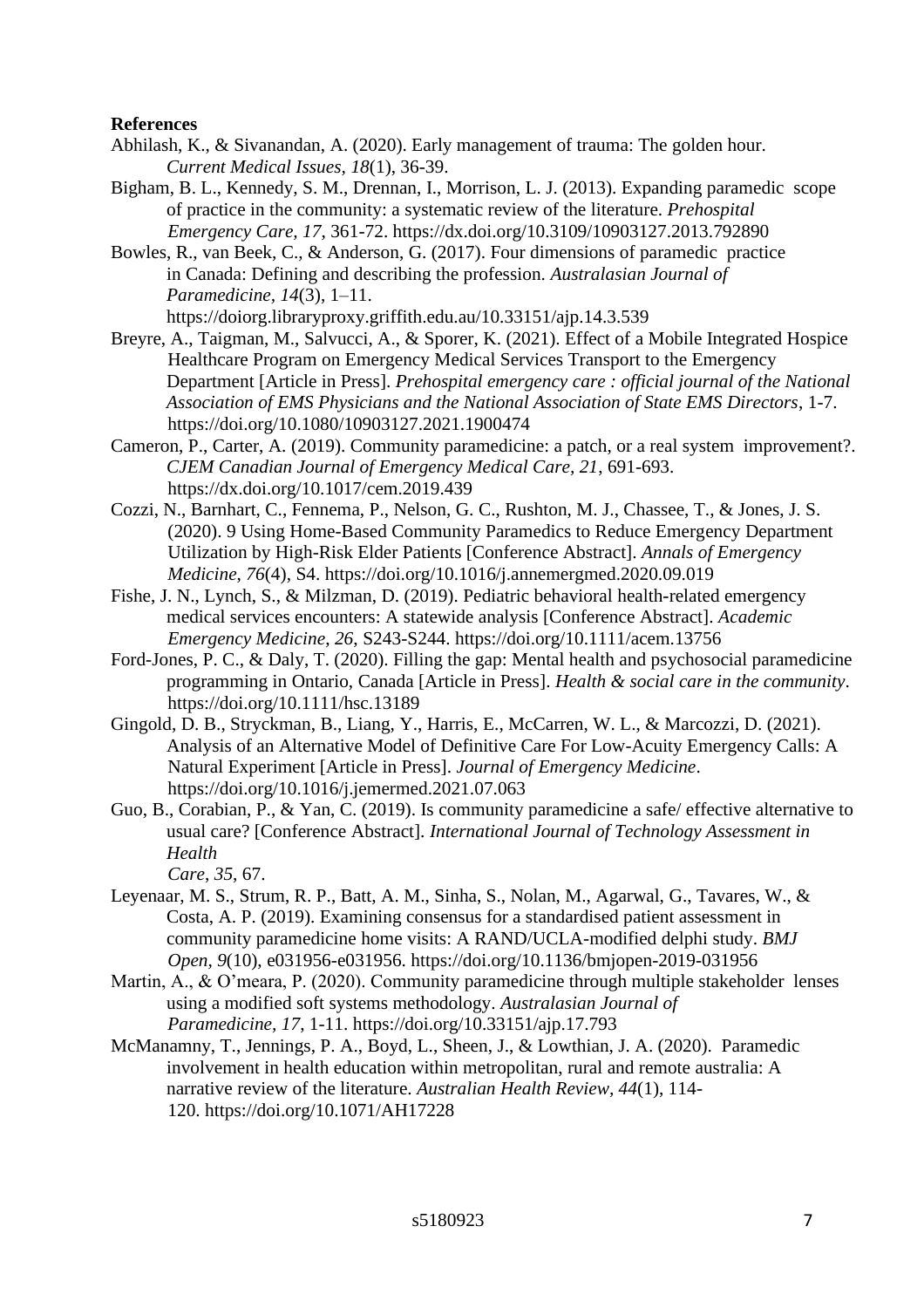**References**

Abhilash, K., & Sivanandan, A. (2020). Early management of trauma: The golden hour. *Current Medical Issues, 18*(1), 36-39.

Bigham, B. L., Kennedy, S. M., Drennan, I., Morrison, L. J. (2013). Expanding paramedic scope of practice in the community: a systematic review of the literature. *Prehospital Emergency Care, 17*, 361-72. https://dx.doi.org/10.3109/10903127.2013.792890

Bowles, R., van Beek, C., & Anderson, G. (2017). Four dimensions of paramedic practice in Canada: Defining and describing the profession. *Australasian Journal of Paramedicine, 14*(3), 1–11. https://doiorg.libraryproxy.griffith.edu.au/10.33151/ajp.14.3.539

Breyre, A., Taigman, M., Salvucci, A., & Sporer, K. (2021). Effect of a Mobile Integrated Hospice Healthcare Program on Emergency Medical Services Transport to the Emergency Department [Article in Press]. *Prehospital emergency care : official journal of the National Association of EMS Physicians and the National Association of State EMS Directors*, 1-7. https://doi.org/10.1080/10903127.2021.1900474

Cameron, P., Carter, A. (2019). Community paramedicine: a patch, or a real system improvement?. *CJEM Canadian Journal of Emergency Medical Care, 21*, 691-693. https://dx.doi.org/10.1017/cem.2019.439

Cozzi, N., Barnhart, C., Fennema, P., Nelson, G. C., Rushton, M. J., Chassee, T., & Jones, J. S. (2020). 9 Using Home-Based Community Paramedics to Reduce Emergency Department Utilization by High-Risk Elder Patients [Conference Abstract]. *Annals of Emergency Medicine*, *76*(4), S4. https://doi.org/10.1016/j.annemergmed.2020.09.019

Fishe, J. N., Lynch, S., & Milzman, D. (2019). Pediatric behavioral health-related emergency medical services encounters: A statewide analysis [Conference Abstract]. *Academic Emergency Medicine*, *26*, S243-S244. https://doi.org/10.1111/acem.13756

Ford-Jones, P. C., & Daly, T. (2020). Filling the gap: Mental health and psychosocial paramedicine programming in Ontario, Canada [Article in Press]. *Health & social care in the community*. https://doi.org/10.1111/hsc.13189

Gingold, D. B., Stryckman, B., Liang, Y., Harris, E., McCarren, W. L., & Marcozzi, D. (2021). Analysis of an Alternative Model of Definitive Care For Low-Acuity Emergency Calls: A Natural Experiment [Article in Press]. *Journal of Emergency Medicine*. https://doi.org/10.1016/j.jemermed.2021.07.063

Guo, B., Corabian, P., & Yan, C. (2019). Is community paramedicine a safe/ effective alternative to usual care? [Conference Abstract]. *International Journal of Technology Assessment in Health Care*, *35*, 67.

Leyenaar, M. S., Strum, R. P., Batt, A. M., Sinha, S., Nolan, M., Agarwal, G., Tavares, W., & Costa, A. P. (2019). Examining consensus for a standardised patient assessment in community paramedicine home visits: A RAND/UCLA-modified delphi study. *BMJ Open*, *9*(10), e031956-e031956. https://doi.org/10.1136/bmjopen-2019-031956

Martin, A., & O'meara, P. (2020). Community paramedicine through multiple stakeholder lenses using a modified soft systems methodology. *Australasian Journal of Paramedicine, 17*, 1-11. https://doi.org/10.33151/ajp.17.793

McManamny, T., Jennings, P. A., Boyd, L., Sheen, J., & Lowthian, J. A. (2020). Paramedic involvement in health education within metropolitan, rural and remote australia: A narrative review of the literature. *Australian Health Review, 44*(1), 114-120. https://doi.org/10.1071/AH17228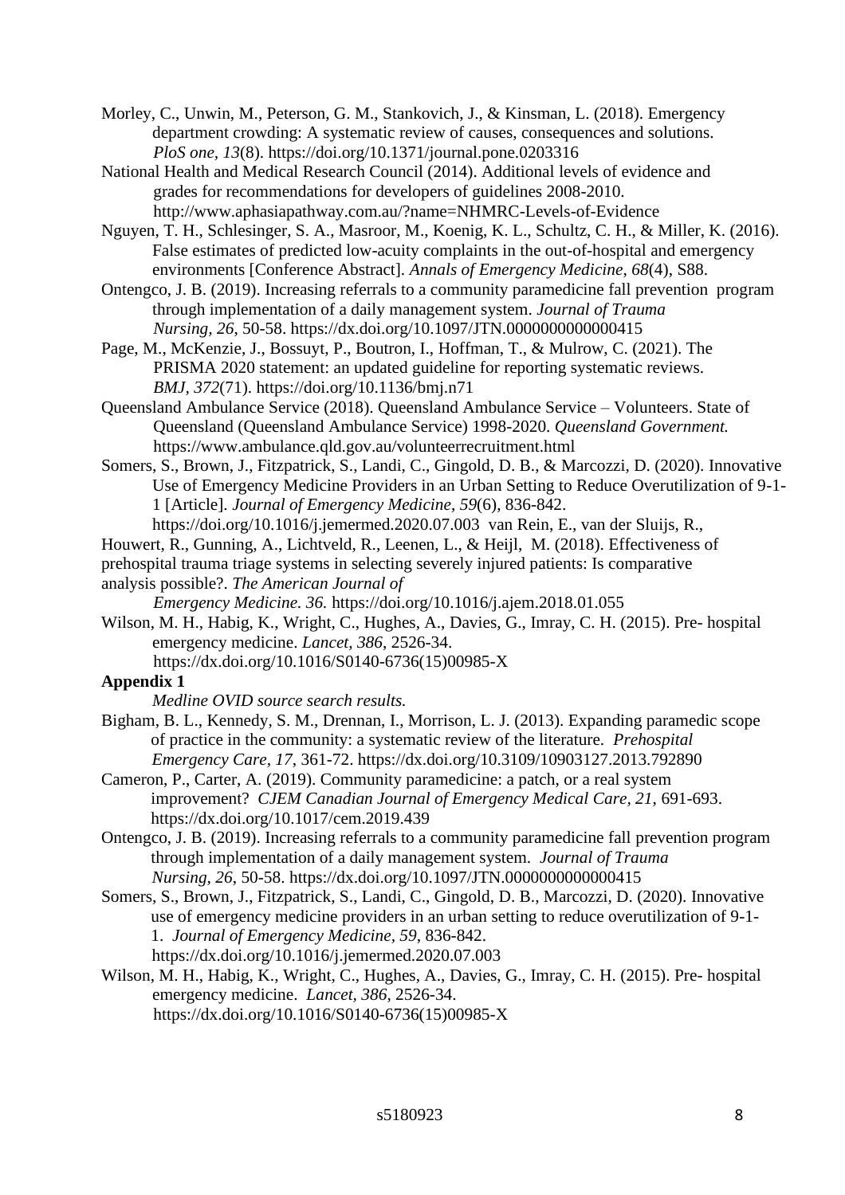Morley, C., Unwin, M., Peterson, G. M., Stankovich, J., & Kinsman, L. (2018). Emergency department crowding: A systematic review of causes, consequences and solutions. *PloS one*, *13*(8). https://doi.org/10.1371/journal.pone.0203316

National Health and Medical Research Council (2014). Additional levels of evidence and grades for recommendations for developers of guidelines 2008-2010. http://www.aphasiapathway.com.au/?name=NHMRC-Levels-of-Evidence

Nguyen, T. H., Schlesinger, S. A., Masroor, M., Koenig, K. L., Schultz, C. H., & Miller, K. (2016). False estimates of predicted low-acuity complaints in the out-of-hospital and emergency environments [Conference Abstract]. *Annals of Emergency Medicine*, *68*(4), S88.

Ontengco, J. B. (2019). Increasing referrals to a community paramedicine fall prevention program through implementation of a daily management system. *Journal of Trauma Nursing, 26*, 50-58. https://dx.doi.org/10.1097/JTN.0000000000000415

Page, M., McKenzie, J., Bossuyt, P., Boutron, I., Hoffman, T., & Mulrow, C. (2021). The PRISMA 2020 statement: an updated guideline for reporting systematic reviews. *BMJ*, *372*(71). https://doi.org/10.1136/bmj.n71

Queensland Ambulance Service (2018). Queensland Ambulance Service – Volunteers. State of Queensland (Queensland Ambulance Service) 1998-2020. *Queensland Government.* https://www.ambulance.qld.gov.au/volunteerrecruitment.html

Somers, S., Brown, J., Fitzpatrick, S., Landi, C., Gingold, D. B., & Marcozzi, D. (2020). Innovative Use of Emergency Medicine Providers in an Urban Setting to Reduce Overutilization of 9-1-1 [Article]. *Journal of Emergency Medicine*, *59*(6), 836-842. https://doi.org/10.1016/j.jemermed.2020.07.003 van Rein, E., van der Sluijs, R., Houwert, R., Gunning, A., Lichtveld, R., Leenen, L., & Heijl, M. (2018). Effectiveness of prehospital trauma triage systems in selecting severely injured patients: Is comparative analysis possible?. *The American Journal of Emergency Medicine. 36.* https://doi.org/10.1016/j.ajem.2018.01.055

Wilson, M. H., Habig, K., Wright, C., Hughes, A., Davies, G., Imray, C. H. (2015). Pre- hospital emergency medicine. *Lancet, 386*, 2526-34. https://dx.doi.org/10.1016/S0140-6736(15)00985-X

**Appendix 1**

*Medline OVID source search results.*

Bigham, B. L., Kennedy, S. M., Drennan, I., Morrison, L. J. (2013). Expanding paramedic scope of practice in the community: a systematic review of the literature. *Prehospital Emergency Care*, *17*, 361-72. https://dx.doi.org/10.3109/10903127.2013.792890

Cameron, P., Carter, A. (2019). Community paramedicine: a patch, or a real system improvement? *CJEM Canadian Journal of Emergency Medical Care, 21*, 691-693. https://dx.doi.org/10.1017/cem.2019.439

Ontengco, J. B. (2019). Increasing referrals to a community paramedicine fall prevention program through implementation of a daily management system. *Journal of Trauma Nursing, 26*, 50-58. https://dx.doi.org/10.1097/JTN.0000000000000415

Somers, S., Brown, J., Fitzpatrick, S., Landi, C., Gingold, D. B., Marcozzi, D. (2020). Innovative use of emergency medicine providers in an urban setting to reduce overutilization of 9-1-1. *Journal of Emergency Medicine, 59*, 836-842. https://dx.doi.org/10.1016/j.jemermed.2020.07.003

Wilson, M. H., Habig, K., Wright, C., Hughes, A., Davies, G., Imray, C. H. (2015). Pre- hospital emergency medicine. *Lancet, 386*, 2526-34. https://dx.doi.org/10.1016/S0140-6736(15)00985-X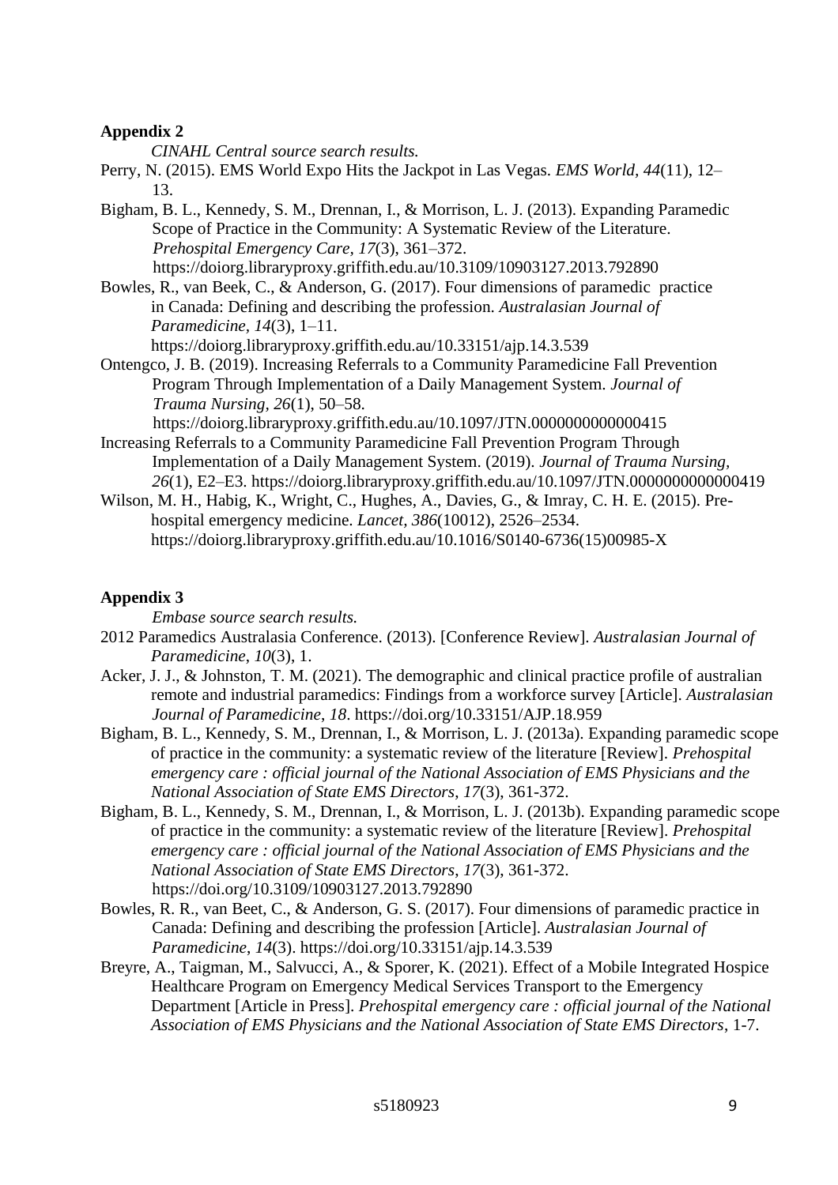**Appendix 2**

*CINAHL Central source search results.*

Perry, N. (2015). EMS World Expo Hits the Jackpot in Las Vegas. *EMS World, 44*(11), 12–13.

Bigham, B. L., Kennedy, S. M., Drennan, I., & Morrison, L. J. (2013). Expanding Paramedic Scope of Practice in the Community: A Systematic Review of the Literature. *Prehospital Emergency Care, 17*(3), 361–372. https://doiorg.libraryproxy.griffith.edu.au/10.3109/10903127.2013.792890

Bowles, R., van Beek, C., & Anderson, G. (2017). Four dimensions of paramedic practice in Canada: Defining and describing the profession. *Australasian Journal of Paramedicine, 14*(3), 1–11. https://doiorg.libraryproxy.griffith.edu.au/10.33151/ajp.14.3.539

Ontengco, J. B. (2019). Increasing Referrals to a Community Paramedicine Fall Prevention Program Through Implementation of a Daily Management System. *Journal of Trauma Nursing, 26*(1), 50–58. https://doiorg.libraryproxy.griffith.edu.au/10.1097/JTN.0000000000000415

Increasing Referrals to a Community Paramedicine Fall Prevention Program Through Implementation of a Daily Management System. (2019). *Journal of Trauma Nursing, 26*(1), E2–E3. https://doiorg.libraryproxy.griffith.edu.au/10.1097/JTN.0000000000000419

Wilson, M. H., Habig, K., Wright, C., Hughes, A., Davies, G., & Imray, C. H. E. (2015). Pre-hospital emergency medicine. *Lancet, 386*(10012), 2526–2534. https://doiorg.libraryproxy.griffith.edu.au/10.1016/S0140-6736(15)00985-X

**Appendix 3**

*Embase source search results.*

2012 Paramedics Australasia Conference. (2013). [Conference Review]. *Australasian Journal of Paramedicine*, *10*(3), 1.

Acker, J. J., & Johnston, T. M. (2021). The demographic and clinical practice profile of australian remote and industrial paramedics: Findings from a workforce survey [Article]. *Australasian Journal of Paramedicine*, *18*. https://doi.org/10.33151/AJP.18.959

Bigham, B. L., Kennedy, S. M., Drennan, I., & Morrison, L. J. (2013a). Expanding paramedic scope of practice in the community: a systematic review of the literature [Review]. *Prehospital emergency care : official journal of the National Association of EMS Physicians and the National Association of State EMS Directors*, *17*(3), 361-372.

Bigham, B. L., Kennedy, S. M., Drennan, I., & Morrison, L. J. (2013b). Expanding paramedic scope of practice in the community: a systematic review of the literature [Review]. *Prehospital emergency care : official journal of the National Association of EMS Physicians and the National Association of State EMS Directors*, *17*(3), 361-372. https://doi.org/10.3109/10903127.2013.792890

Bowles, R. R., van Beet, C., & Anderson, G. S. (2017). Four dimensions of paramedic practice in Canada: Defining and describing the profession [Article]. *Australasian Journal of Paramedicine*, *14*(3). https://doi.org/10.33151/ajp.14.3.539

Breyre, A., Taigman, M., Salvucci, A., & Sporer, K. (2021). Effect of a Mobile Integrated Hospice Healthcare Program on Emergency Medical Services Transport to the Emergency Department [Article in Press]. *Prehospital emergency care : official journal of the National Association of EMS Physicians and the National Association of State EMS Directors*, 1-7.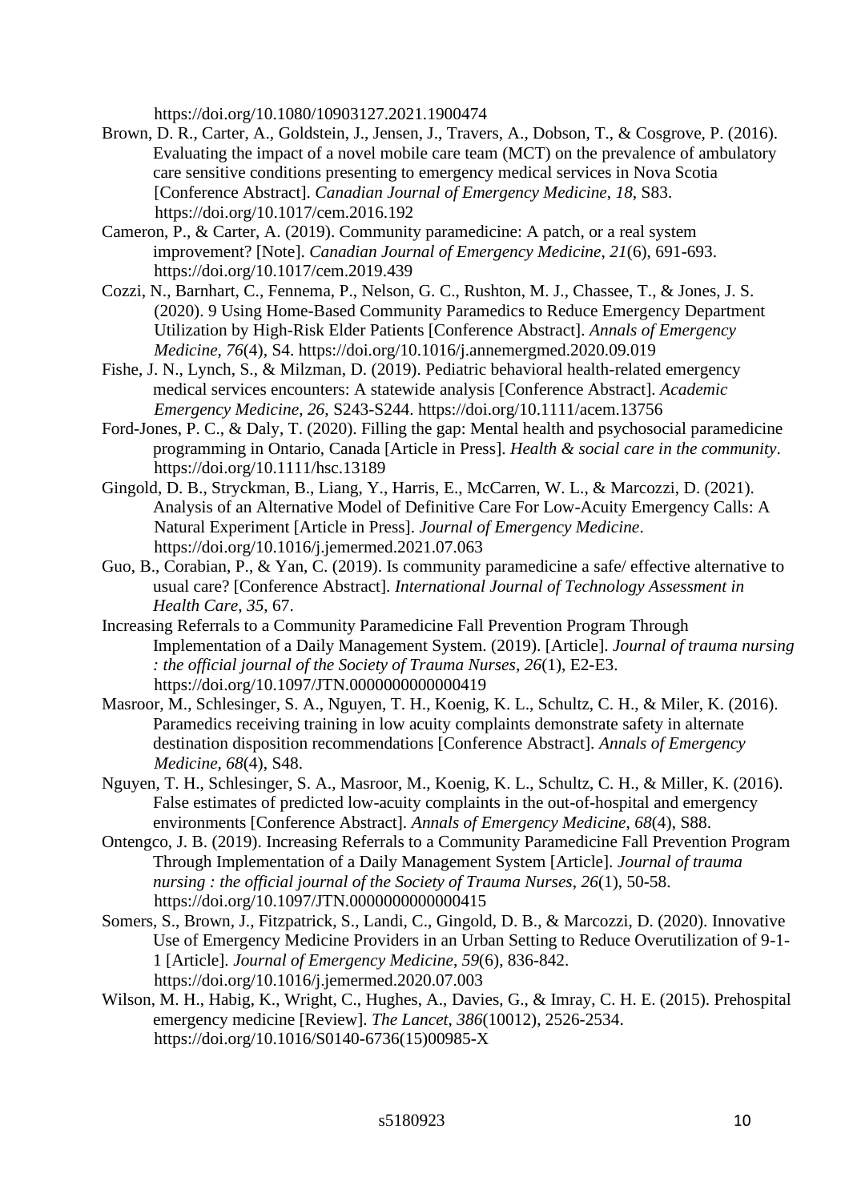https://doi.org/10.1080/10903127.2021.1900474

Brown, D. R., Carter, A., Goldstein, J., Jensen, J., Travers, A., Dobson, T., & Cosgrove, P. (2016). Evaluating the impact of a novel mobile care team (MCT) on the prevalence of ambulatory care sensitive conditions presenting to emergency medical services in Nova Scotia [Conference Abstract]. *Canadian Journal of Emergency Medicine*, *18*, S83. https://doi.org/10.1017/cem.2016.192

Cameron, P., & Carter, A. (2019). Community paramedicine: A patch, or a real system improvement? [Note]. *Canadian Journal of Emergency Medicine*, *21*(6), 691-693. https://doi.org/10.1017/cem.2019.439

Cozzi, N., Barnhart, C., Fennema, P., Nelson, G. C., Rushton, M. J., Chassee, T., & Jones, J. S. (2020). 9 Using Home-Based Community Paramedics to Reduce Emergency Department Utilization by High-Risk Elder Patients [Conference Abstract]. *Annals of Emergency Medicine*, *76*(4), S4. https://doi.org/10.1016/j.annemergmed.2020.09.019

Fishe, J. N., Lynch, S., & Milzman, D. (2019). Pediatric behavioral health-related emergency medical services encounters: A statewide analysis [Conference Abstract]. *Academic Emergency Medicine*, *26*, S243-S244. https://doi.org/10.1111/acem.13756

Ford-Jones, P. C., & Daly, T. (2020). Filling the gap: Mental health and psychosocial paramedicine programming in Ontario, Canada [Article in Press]. *Health & social care in the community*. https://doi.org/10.1111/hsc.13189

Gingold, D. B., Stryckman, B., Liang, Y., Harris, E., McCarren, W. L., & Marcozzi, D. (2021). Analysis of an Alternative Model of Definitive Care For Low-Acuity Emergency Calls: A Natural Experiment [Article in Press]. *Journal of Emergency Medicine*. https://doi.org/10.1016/j.jemermed.2021.07.063

Guo, B., Corabian, P., & Yan, C. (2019). Is community paramedicine a safe/ effective alternative to usual care? [Conference Abstract]. *International Journal of Technology Assessment in Health Care*, *35*, 67.

Increasing Referrals to a Community Paramedicine Fall Prevention Program Through Implementation of a Daily Management System. (2019). [Article]. *Journal of trauma nursing : the official journal of the Society of Trauma Nurses*, *26*(1), E2-E3. https://doi.org/10.1097/JTN.0000000000000419

Masroor, M., Schlesinger, S. A., Nguyen, T. H., Koenig, K. L., Schultz, C. H., & Miler, K. (2016). Paramedics receiving training in low acuity complaints demonstrate safety in alternate destination disposition recommendations [Conference Abstract]. *Annals of Emergency Medicine*, *68*(4), S48.

Nguyen, T. H., Schlesinger, S. A., Masroor, M., Koenig, K. L., Schultz, C. H., & Miller, K. (2016). False estimates of predicted low-acuity complaints in the out-of-hospital and emergency environments [Conference Abstract]. *Annals of Emergency Medicine*, *68*(4), S88.

Ontengco, J. B. (2019). Increasing Referrals to a Community Paramedicine Fall Prevention Program Through Implementation of a Daily Management System [Article]. *Journal of trauma nursing : the official journal of the Society of Trauma Nurses*, *26*(1), 50-58. https://doi.org/10.1097/JTN.0000000000000415

Somers, S., Brown, J., Fitzpatrick, S., Landi, C., Gingold, D. B., & Marcozzi, D. (2020). Innovative Use of Emergency Medicine Providers in an Urban Setting to Reduce Overutilization of 9-1-1 [Article]. *Journal of Emergency Medicine*, *59*(6), 836-842. https://doi.org/10.1016/j.jemermed.2020.07.003

Wilson, M. H., Habig, K., Wright, C., Hughes, A., Davies, G., & Imray, C. H. E. (2015). Prehospital emergency medicine [Review]. *The Lancet*, *386*(10012), 2526-2534. https://doi.org/10.1016/S0140-6736(15)00985-X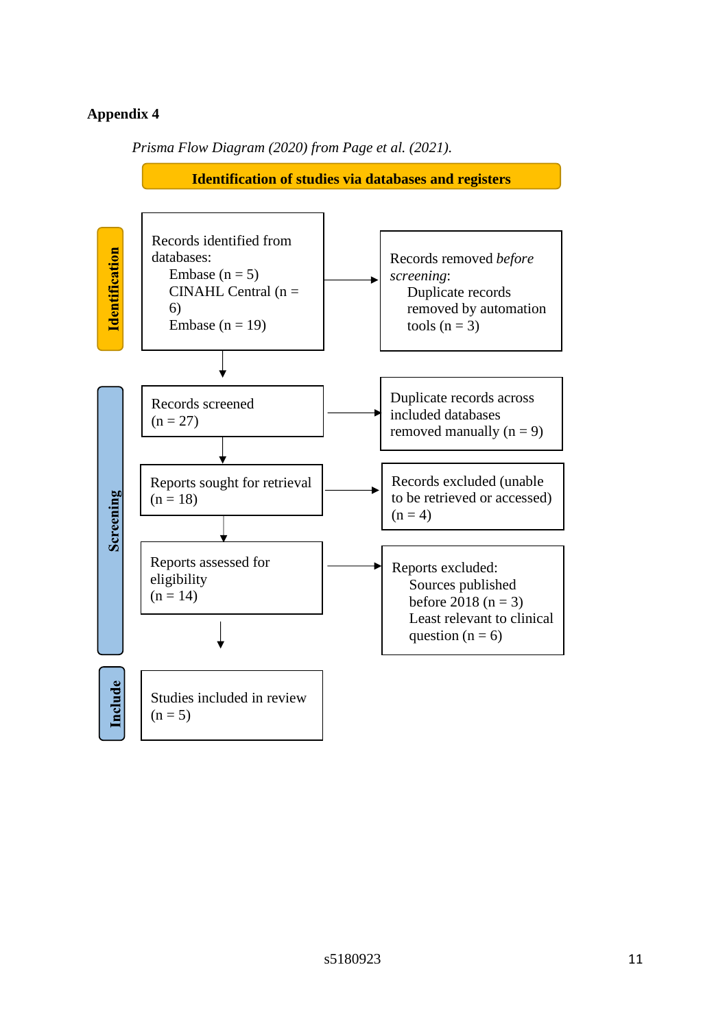**Appendix 4**

*Prisma Flow Diagram (2020) from Page et al. (2021).*

**Identification of studies via databases and registers**

**Identification**

Records identified from databases:
- Embase (n = 5)
- CINAHL Central (n = 6)
- Embase (n = 19)

Records removed *before screening*:
- Duplicate records removed by automation tools (n = 3)

**Screening**

Records screened
(n = 27)

Duplicate records across included databases removed manually (n = 9)

Reports sought for retrieval
(n = 18)

Records excluded (unable to be retrieved or accessed)
(n = 4)

Reports assessed for eligibility
(n = 14)

Reports excluded:
- Sources published before 2018 (n = 3)
- Least relevant to clinical question (n = 6)

**Include**

Studies included in review
(n = 5)

s5180923